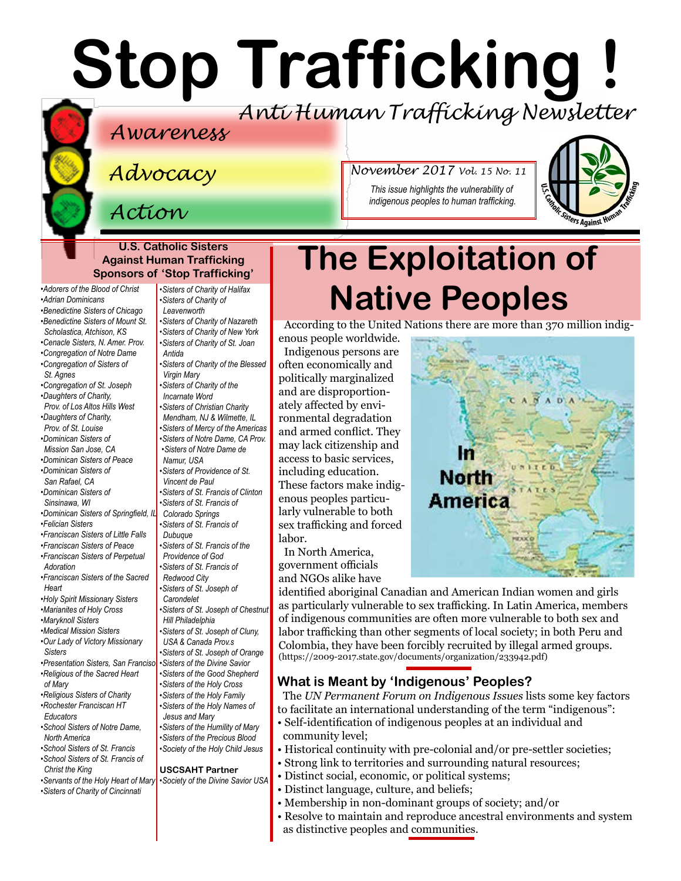# Stop Trafficking !

*Anti Human Trafficking Newsletter*

*Awareness*

*Advocacy*

*Action*

*November 2017 Vol. 15 No. 11*

*This issue highlights the vulnerability of indigenous peoples to human trafficking.*

**U.S. Catholic Sisters Against Human Trafficking Sponsors of 'Stop Trafficking'**

- *Adorers of the Blood of Christ*
- *Adrian Dominicans*
- *Benedictine Sisters of Chicago*
- *Benedictine Sisters of Mount St. Scholastica, Atchison, KS*
- *Cenacle Sisters, N. Amer. Prov.*
- *Congregation of Notre Dame*
- *Congregation of Sisters of St. Agnes*
- *Congregation of St. Joseph*
- *Daughters of Charity, Prov. of Los Altos Hills West*
- *Daughters of Charity, Prov. of St. Louise*
- *Dominican Sisters of Mission San Jose, CA*
- *Dominican Sisters of Peace*
- *Dominican Sisters of San Rafael, CA*
- *Dominican Sisters of Sinsinawa, WI*
- *Dominican Sisters of Springfield, IL*
- *Felician Sisters*
- *Franciscan Sisters of Little Falls*
- *Franciscan Sisters of Peace*
- *Franciscan Sisters of Perpetual Adoration*
- *Franciscan Sisters of the Sacred Heart*
- *Holy Spirit Missionary Sisters*
- *Marianites of Holy Cross*
- *Maryknoll Sisters*
- *Medical Mission Sisters*
- *Our Lady of Victory Missionary Sisters*
- *Presentation Sisters, San Francisco*
- *Religious of the Sacred Heart of Mary*
- *Religious Sisters of Charity*
- *Rochester Franciscan HT Educators*
- *School Sisters of Notre Dame, North America*
- *School Sisters of St. Francis*
- *School Sisters of St. Francis of Christ the King*
- *Servants of the Holy Heart of Mary*
- *Sisters of Charity of Cincinnati*
- *Sisters of Charity of Halifax*
- *Sisters of Charity of Leavenworth*
- *Sisters of Charity of Nazareth*
- *Sisters of Charity of New York*
- *Sisters of Charity of St. Joan Antida*
- *Sisters of Charity of the Blessed Virgin Mary*
- *Sisters of Charity of the Incarnate Word*
- *Sisters of Christian Charity Mendham, NJ & Wilmette, IL*
- *Sisters of Mercy of the Americas*
- *Sisters of Notre Dame, CA Prov.*
- *Sisters of Notre Dame de Namur, USA*
- *Sisters of Providence of St. Vincent de Paul*
- *Sisters of St. Francis of Clinton*
- *Sisters of St. Francis of Colorado Springs*
- *Sisters of St. Francis of Dubuque*
- *Sisters of St. Francis of the Providence of God*
- *Sisters of St. Francis of Redwood City*
- *Sisters of St. Joseph of Carondelet*
- *Sisters of St. Joseph of Chestnut Hill Philadelphia*
- *Sisters of St. Joseph of Cluny, USA & Canada Prov.s*
- *Sisters of St. Joseph of Orange*
- *Sisters of the Divine Savior*
- *Sisters of the Good Shepherd*
- *Sisters of the Holy Cross*
- *Sisters of the Holy Family*
- *Sisters of the Holy Names of Jesus and Mary*
- *Sisters of the Humility of Mary*
- *Sisters of the Precious Blood*
- *Society of the Holy Child Jesus*

**USCSAHT Partner**

- *Society of the Divine Savior USA*

# The Exploitation of Native Peoples

According to the United Nations there are more than 370 million indigenous people worldwide.

Indigenous persons are often economically and politically marginalized and are disproportionately affected by environmental degradation and armed conflict. They may lack citizenship and access to basic services, including education. These factors make indigenous peoples particularly vulnerable to both sex trafficking and forced labor.

**In North America**

In North America, government officials and NGOs alike have identified aboriginal Canadian and American Indian women and girls as particularly vulnerable to sex trafficking. In Latin America, members of indigenous communities are often more vulnerable to both sex and labor trafficking than other segments of local society; in both Peru and Colombia, they have been forcibly recruited by illegal armed groups. (https://2009-2017.state.gov/documents/organization/233942.pdf)

## What is Meant by 'Indigenous' Peoples?

The *UN Permanent Forum on Indigenous Issues* lists some key factors to facilitate an international understanding of the term "indigenous":

- Self-identification of indigenous peoples at an individual and community level;
- Historical continuity with pre-colonial and/or pre-settler societies;
- Strong link to territories and surrounding natural resources;
- Distinct social, economic, or political systems;
- Distinct language, culture, and beliefs;
- Membership in non-dominant groups of society; and/or
- Resolve to maintain and reproduce ancestral environments and system as distinctive peoples and communities.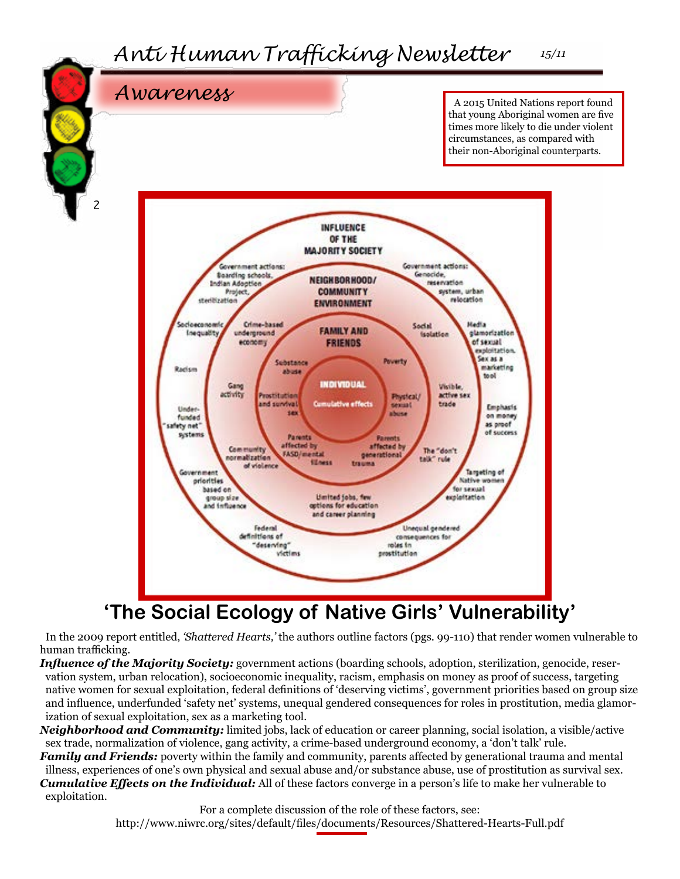## Awareness

A 2015 United Nations report found that young Aboriginal women are five times more likely to die under violent circumstances, as compared with their non-Aboriginal counterparts.

INFLUENCE OF THE MAJORITY SOCIETY

Government actions: Boarding schools, Indian Adoption Project, sterilization

Government actions: Genocide, reservation system, urban relocation

Socioeconomic inequality

Racism

Under-funded "safety net" systems

Government priorities based on group size and influence

Federal definitions of "deserving" victims

Unequal gendered consequences for roles in prostitution

Targeting of Native women for sexual exploitation

Emphasis on money as proof of success

Media glamorization of sexual exploitation. Sex as a marketing tool

NEIGHBORHOOD/ COMMUNITY ENVIRONMENT

Crime-based underground economy

Social isolation

Gang activity

Visible, active sex trade

Community normalization of violence

The "don't talk" rule

Limited jobs, few options for education and career planning

FAMILY AND FRIENDS

Substance abuse

Poverty

Prostitution and survival sex

Physical/ sexual abuse

Parents affected by FASD/mental illness

Parents affected by generational trauma

INDIVIDUAL

Cumulative effects

## 'The Social Ecology of Native Girls' Vulnerability'

In the 2009 report entitled, *'Shattered Hearts,'* the authors outline factors (pgs. 99-110) that render women vulnerable to human trafficking.

***Influence of the Majority Society:*** government actions (boarding schools, adoption, sterilization, genocide, reservation system, urban relocation), socioeconomic inequality, racism, emphasis on money as proof of success, targeting native women for sexual exploitation, federal definitions of 'deserving victims', government priorities based on group size and influence, underfunded 'safety net' systems, unequal gendered consequences for roles in prostitution, media glamorization of sexual exploitation, sex as a marketing tool.

***Neighborhood and Community:*** limited jobs, lack of education or career planning, social isolation, a visible/active sex trade, normalization of violence, gang activity, a crime-based underground economy, a 'don't talk' rule.

***Family and Friends:*** poverty within the family and community, parents affected by generational trauma and mental illness, experiences of one's own physical and sexual abuse and/or substance abuse, use of prostitution as survival sex.

***Cumulative Effects on the Individual:*** All of these factors converge in a person's life to make her vulnerable to exploitation.

For a complete discussion of the role of these factors, see:
http://www.niwrc.org/sites/default/files/documents/Resources/Shattered-Hearts-Full.pdf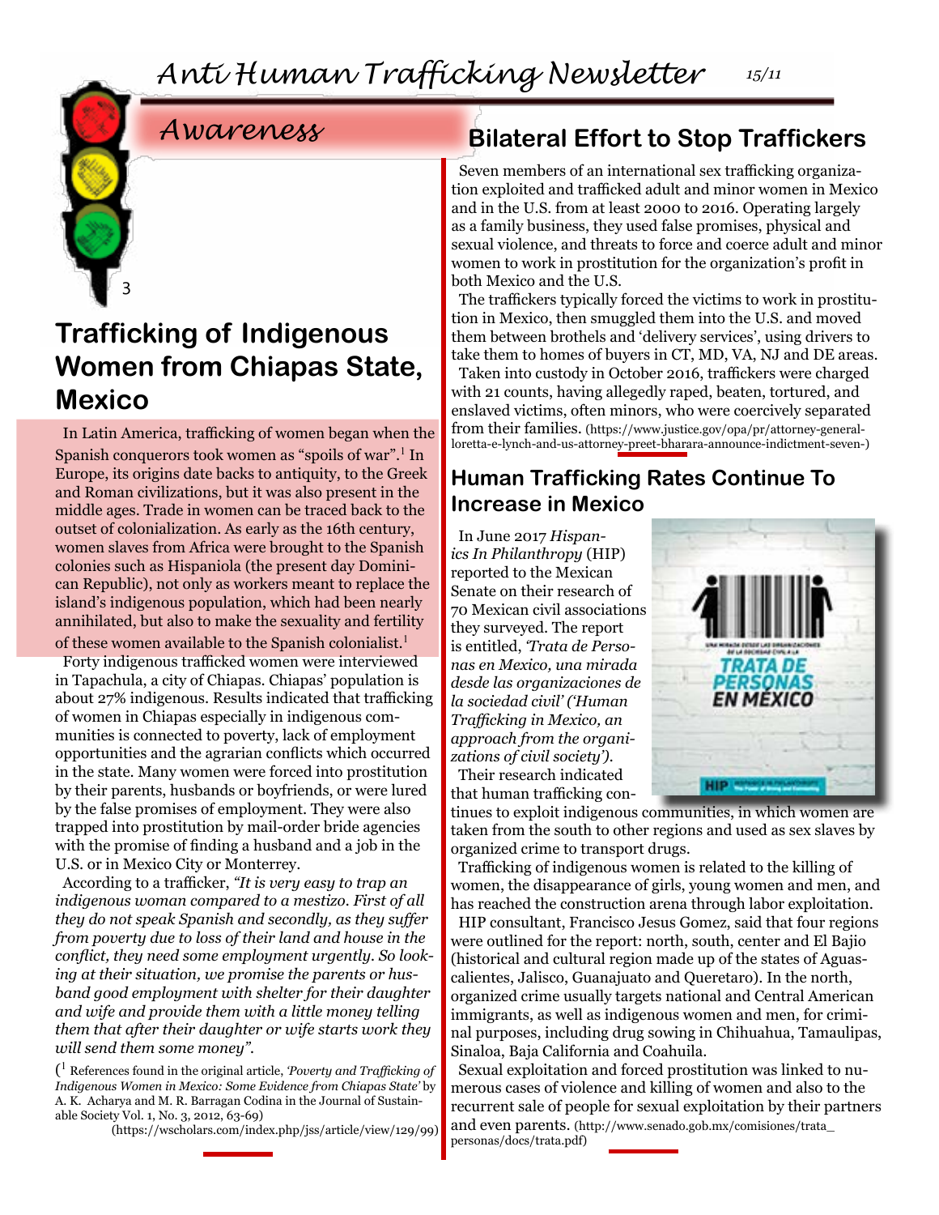## Awareness

# Trafficking of Indigenous Women from Chiapas State, Mexico

In Latin America, trafficking of women began when the Spanish conquerors took women as "spoils of war".[1] In Europe, its origins date backs to antiquity, to the Greek and Roman civilizations, but it was also present in the middle ages. Trade in women can be traced back to the outset of colonialization. As early as the 16th century, women slaves from Africa were brought to the Spanish colonies such as Hispaniola (the present day Dominican Republic), not only as workers meant to replace the island's indigenous population, which had been nearly annihilated, but also to make the sexuality and fertility of these women available to the Spanish colonialist.[1]

Forty indigenous trafficked women were interviewed in Tapachula, a city of Chiapas. Chiapas' population is about 27% indigenous. Results indicated that trafficking of women in Chiapas especially in indigenous communities is connected to poverty, lack of employment opportunities and the agrarian conflicts which occurred in the state. Many women were forced into prostitution by their parents, husbands or boyfriends, or were lured by the false promises of employment. They were also trapped into prostitution by mail-order bride agencies with the promise of finding a husband and a job in the U.S. or in Mexico City or Monterrey.

According to a trafficker, *"It is very easy to trap an indigenous woman compared to a mestizo. First of all they do not speak Spanish and secondly, as they suffer from poverty due to loss of their land and house in the conflict, they need some employment urgently. So looking at their situation, we promise the parents or husband good employment with shelter for their daughter and wife and provide them with a little money telling them that after their daughter or wife starts work they will send them some money".*

([1] References found in the original article, *'Poverty and Trafficking of Indigenous Women in Mexico: Some Evidence from Chiapas State'* by A. K. Acharya and M. R. Barragan Codina in the Journal of Sustainable Society Vol. 1, No. 3, 2012, 63-69)
(https://wscholars.com/index.php/jss/article/view/129/99)

# Bilateral Effort to Stop Traffickers

Seven members of an international sex trafficking organization exploited and trafficked adult and minor women in Mexico and in the U.S. from at least 2000 to 2016. Operating largely as a family business, they used false promises, physical and sexual violence, and threats to force and coerce adult and minor women to work in prostitution for the organization's profit in both Mexico and the U.S.

The traffickers typically forced the victims to work in prostitution in Mexico, then smuggled them into the U.S. and moved them between brothels and 'delivery services', using drivers to take them to homes of buyers in CT, MD, VA, NJ and DE areas.

Taken into custody in October 2016, traffickers were charged with 21 counts, having allegedly raped, beaten, tortured, and enslaved victims, often minors, who were coercively separated from their families. (https://www.justice.gov/opa/pr/attorney-general-loretta-e-lynch-and-us-attorney-preet-bharara-announce-indictment-seven-)

## Human Trafficking Rates Continue To Increase in Mexico

In June 2017 *Hispanics In Philanthropy* (HIP) reported to the Mexican Senate on their research of 70 Mexican civil associations they surveyed. The report is entitled, *'Trata de Personas en Mexico, una mirada desde las organizaciones de la sociedad civil' ('Human Trafficking in Mexico, an approach from the organizations of civil society').*

Their research indicated that human trafficking continues to exploit indigenous communities, in which women are taken from the south to other regions and used as sex slaves by organized crime to transport drugs.

Trafficking of indigenous women is related to the killing of women, the disappearance of girls, young women and men, and has reached the construction arena through labor exploitation.

HIP consultant, Francisco Jesus Gomez, said that four regions were outlined for the report: north, south, center and El Bajio (historical and cultural region made up of the states of Aguascalientes, Jalisco, Guanajuato and Queretaro). In the north, organized crime usually targets national and Central American immigrants, as well as indigenous women and men, for criminal purposes, including drug sowing in Chihuahua, Tamaulipas, Sinaloa, Baja California and Coahuila.

Sexual exploitation and forced prostitution was linked to numerous cases of violence and killing of women and also to the recurrent sale of people for sexual exploitation by their partners and even parents. (http://www.senado.gob.mx/comisiones/trata_personas/docs/trata.pdf)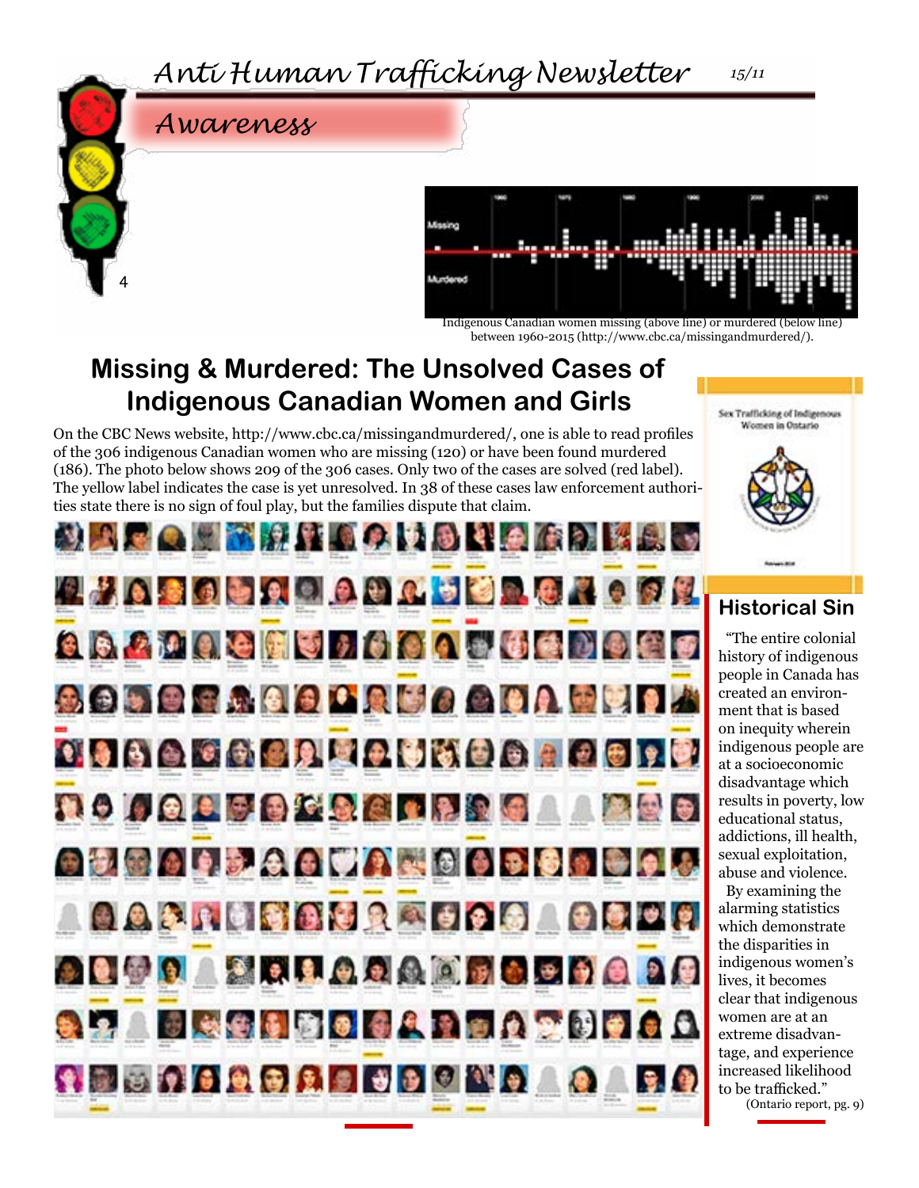## Awareness

Indigenous Canadian women missing (above line) or murdered (below line) between 1960-2015 (http://www.cbc.ca/missingandmurdered/).

# Missing & Murdered: The Unsolved Cases of Indigenous Canadian Women and Girls

On the CBC News website, http://www.cbc.ca/missingandmurdered/, one is able to read profiles of the 306 indigenous Canadian women who are missing (120) or have been found murdered (186). The photo below shows 209 of the 306 cases. Only two of the cases are solved (red label). The yellow label indicates the case is yet unresolved. In 38 of these cases law enforcement authorities state there is no sign of foul play, but the families dispute that claim.

Sex Trafficking of Indigenous Women in Ontario

## Historical Sin

"The entire colonial history of indigenous people in Canada has created an environment that is based on inequity wherein indigenous people are at a socioeconomic disadvantage which results in poverty, low educational status, addictions, ill health, sexual exploitation, abuse and violence.

By examining the alarming statistics which demonstrate the disparities in indigenous women's lives, it becomes clear that indigenous women are at an extreme disadvantage, and experience increased likelihood to be trafficked."

(Ontario report, pg. 9)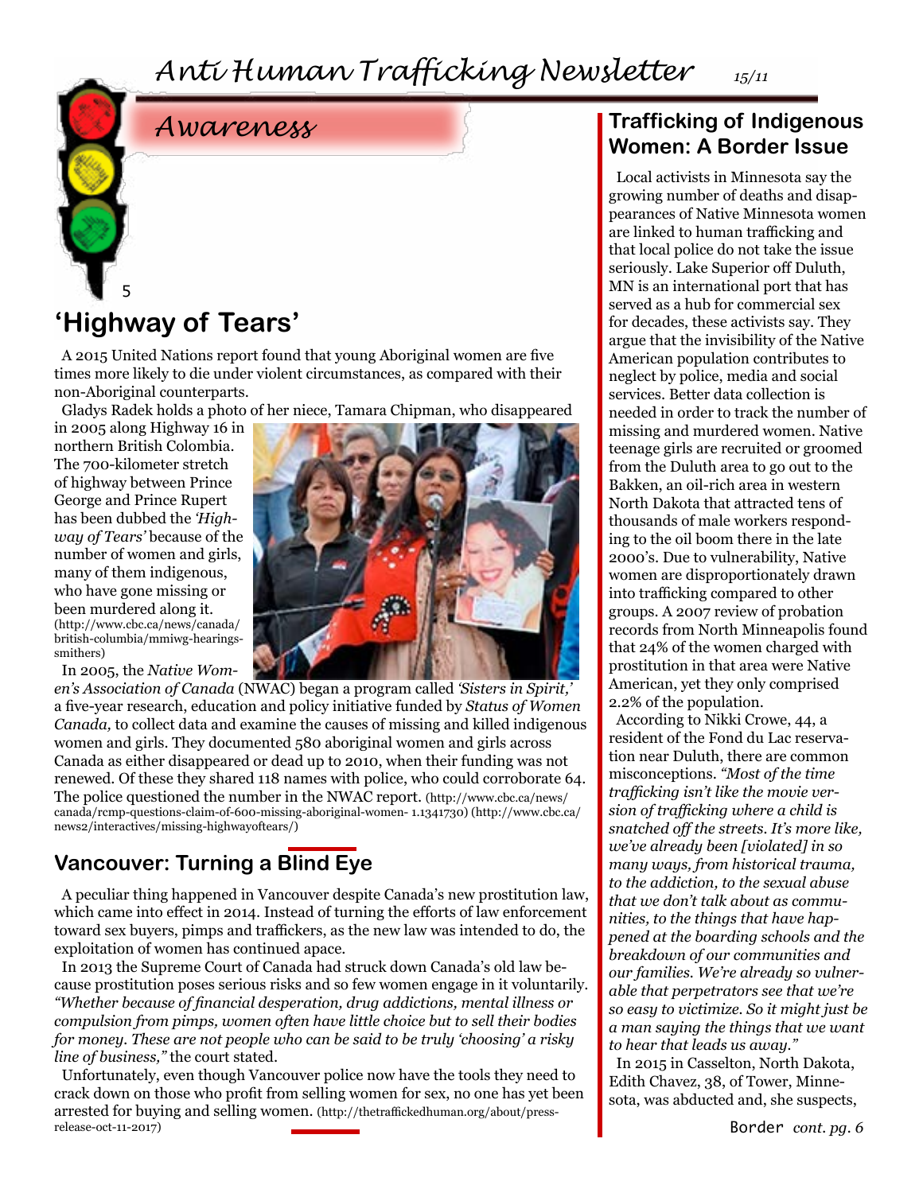## Awareness

## 'Highway of Tears'

A 2015 United Nations report found that young Aboriginal women are five times more likely to die under violent circumstances, as compared with their non-Aboriginal counterparts.

Gladys Radek holds a photo of her niece, Tamara Chipman, who disappeared in 2005 along Highway 16 in northern British Colombia. The 700-kilometer stretch of highway between Prince George and Prince Rupert has been dubbed the *'Highway of Tears'* because of the number of women and girls, many of them indigenous, who have gone missing or been murdered along it. (http://www.cbc.ca/news/canada/british-columbia/mmiwg-hearings-smithers)

In 2005, the *Native Women's Association of Canada* (NWAC) began a program called *'Sisters in Spirit,'* a five-year research, education and policy initiative funded by *Status of Women Canada,* to collect data and examine the causes of missing and killed indigenous women and girls. They documented 580 aboriginal women and girls across Canada as either disappeared or dead up to 2010, when their funding was not renewed. Of these they shared 118 names with police, who could corroborate 64. The police questioned the number in the NWAC report. (http://www.cbc.ca/news/canada/rcmp-questions-claim-of-600-missing-aboriginal-women- 1.1341730) (http://www.cbc.ca/news2/interactives/missing-highwayoftears/)

## Vancouver: Turning a Blind Eye

A peculiar thing happened in Vancouver despite Canada's new prostitution law, which came into effect in 2014. Instead of turning the efforts of law enforcement toward sex buyers, pimps and traffickers, as the new law was intended to do, the exploitation of women has continued apace.

In 2013 the Supreme Court of Canada had struck down Canada's old law because prostitution poses serious risks and so few women engage in it voluntarily. *"Whether because of financial desperation, drug addictions, mental illness or compulsion from pimps, women often have little choice but to sell their bodies for money. These are not people who can be said to be truly 'choosing' a risky line of business,"* the court stated.

Unfortunately, even though Vancouver police now have the tools they need to crack down on those who profit from selling women for sex, no one has yet been arrested for buying and selling women. (http://thetraffickedhuman.org/about/press-release-oct-11-2017)

## Trafficking of Indigenous Women: A Border Issue

Local activists in Minnesota say the growing number of deaths and disappearances of Native Minnesota women are linked to human trafficking and that local police do not take the issue seriously. Lake Superior off Duluth, MN is an international port that has served as a hub for commercial sex for decades, these activists say. They argue that the invisibility of the Native American population contributes to neglect by police, media and social services. Better data collection is needed in order to track the number of missing and murdered women. Native teenage girls are recruited or groomed from the Duluth area to go out to the Bakken, an oil-rich area in western North Dakota that attracted tens of thousands of male workers responding to the oil boom there in the late 2000's. Due to vulnerability, Native women are disproportionately drawn into trafficking compared to other groups. A 2007 review of probation records from North Minneapolis found that 24% of the women charged with prostitution in that area were Native American, yet they only comprised 2.2% of the population.

According to Nikki Crowe, 44, a resident of the Fond du Lac reservation near Duluth, there are common misconceptions. *"Most of the time trafficking isn't like the movie version of trafficking where a child is snatched off the streets. It's more like, we've already been [violated] in so many ways, from historical trauma, to the addiction, to the sexual abuse that we don't talk about as communities, to the things that have happened at the boarding schools and the breakdown of our communities and our families. We're already so vulnerable that perpetrators see that we're so easy to victimize. So it might just be a man saying the things that we want to hear that leads us away."*

In 2015 in Casselton, North Dakota, Edith Chavez, 38, of Tower, Minnesota, was abducted and, she suspects,

Border *cont. pg. 6*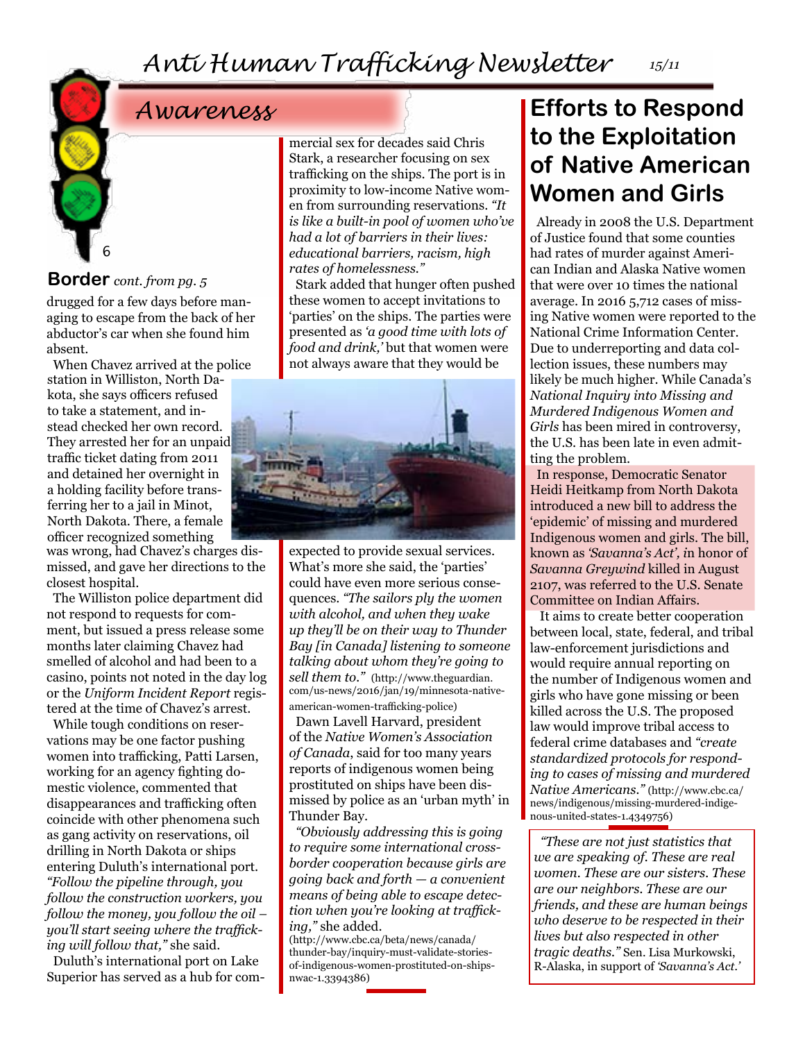## Awareness

**Border** *cont. from pg. 5*

drugged for a few days before managing to escape from the back of her abductor's car when she found him absent.

When Chavez arrived at the police station in Williston, North Dakota, she says officers refused to take a statement, and instead checked her own record. They arrested her for an unpaid traffic ticket dating from 2011 and detained her overnight in a holding facility before transferring her to a jail in Minot, North Dakota. There, a female officer recognized something was wrong, had Chavez's charges dismissed, and gave her directions to the closest hospital.

The Williston police department did not respond to requests for comment, but issued a press release some months later claiming Chavez had smelled of alcohol and had been to a casino, points not noted in the day log or the *Uniform Incident Report* registered at the time of Chavez's arrest.

While tough conditions on reservations may be one factor pushing women into trafficking, Patti Larsen, working for an agency fighting domestic violence, commented that disappearances and trafficking often coincide with other phenomena such as gang activity on reservations, oil drilling in North Dakota or ships entering Duluth's international port. *"Follow the pipeline through, you follow the construction workers, you follow the money, you follow the oil – you'll start seeing where the trafficking will follow that,"* she said.

Duluth's international port on Lake Superior has served as a hub for commercial sex for decades said Chris Stark, a researcher focusing on sex trafficking on the ships. The port is in proximity to low-income Native women from surrounding reservations. *"It is like a built-in pool of women who've had a lot of barriers in their lives: educational barriers, racism, high rates of homelessness."*

Stark added that hunger often pushed these women to accept invitations to 'parties' on the ships. The parties were presented as *'a good time with lots of food and drink,'* but that women were not always aware that they would be expected to provide sexual services. What's more she said, the 'parties' could have even more serious consequences. *"The sailors ply the women with alcohol, and when they wake up they'll be on their way to Thunder Bay [in Canada] listening to someone talking about whom they're going to sell them to."* (http://www.theguardian.com/us-news/2016/jan/19/minnesota-native-american-women-trafficking-police)

Dawn Lavell Harvard, president of the *Native Women's Association of Canada*, said for too many years reports of indigenous women being prostituted on ships have been dismissed by police as an 'urban myth' in Thunder Bay.

*"Obviously addressing this is going to require some international cross-border cooperation because girls are going back and forth — a convenient means of being able to escape detection when you're looking at trafficking,"* she added.
(http://www.cbc.ca/beta/news/canada/thunder-bay/inquiry-must-validate-stories-of-indigenous-women-prostituted-on-ships-nwac-1.3394386)

# Efforts to Respond to the Exploitation of Native American Women and Girls

Already in 2008 the U.S. Department of Justice found that some counties had rates of murder against American Indian and Alaska Native women that were over 10 times the national average. In 2016 5,712 cases of missing Native women were reported to the National Crime Information Center. Due to underreporting and data collection issues, these numbers may likely be much higher. While Canada's *National Inquiry into Missing and Murdered Indigenous Women and Girls* has been mired in controversy, the U.S. has been late in even admitting the problem.

In response, Democratic Senator Heidi Heitkamp from North Dakota introduced a new bill to address the 'epidemic' of missing and murdered Indigenous women and girls. The bill, known as *'Savanna's Act', i*n honor of *Savanna Greywind* killed in August 2107, was referred to the U.S. Senate Committee on Indian Affairs.

It aims to create better cooperation between local, state, federal, and tribal law-enforcement jurisdictions and would require annual reporting on the number of Indigenous women and girls who have gone missing or been killed across the U.S. The proposed law would improve tribal access to federal crime databases and *"create standardized protocols for responding to cases of missing and murdered Native Americans."* (http://www.cbc.ca/news/indigenous/missing-murdered-indigenous-united-states-1.4349756)

*"These are not just statistics that we are speaking of. These are real women. These are our sisters. These are our neighbors. These are our friends, and these are human beings who deserve to be respected in their lives but also respected in their tragic deaths."* Sen. Lisa Murkowski, R-Alaska, in support of *'Savanna's Act.'*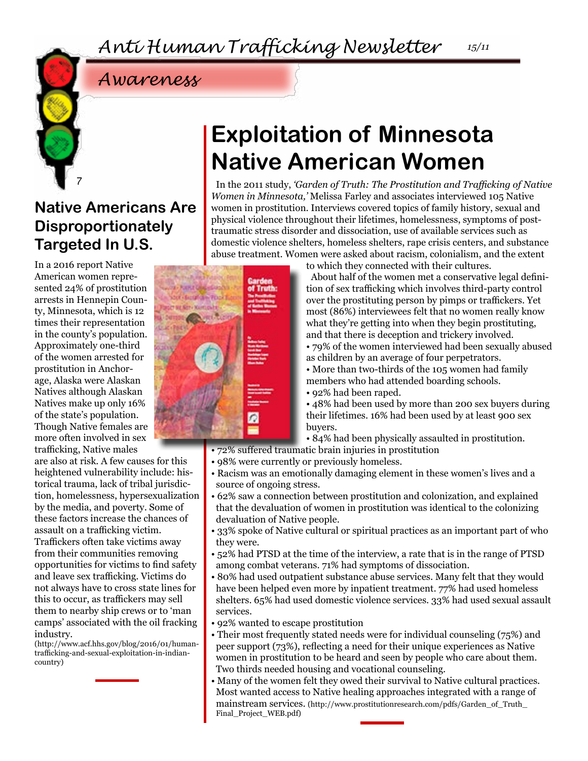## Awareness

## Native Americans Are Disproportionately Targeted In U.S.

In a 2016 report Native American women represented 24% of prostitution arrests in Hennepin County, Minnesota, which is 12 times their representation in the county's population. Approximately one-third of the women arrested for prostitution in Anchorage, Alaska were Alaskan Natives although Alaskan Natives make up only 16% of the state's population. Though Native females are more often involved in sex trafficking, Native males are also at risk. A few causes for this heightened vulnerability include: historical trauma, lack of tribal jurisdiction, homelessness, hypersexualization by the media, and poverty. Some of these factors increase the chances of assault on a trafficking victim. Traffickers often take victims away from their communities removing opportunities for victims to find safety and leave sex trafficking. Victims do not always have to cross state lines for this to occur, as traffickers may sell them to nearby ship crews or to 'man camps' associated with the oil fracking industry.

(http://www.acf.hhs.gov/blog/2016/01/human-trafficking-and-sexual-exploitation-in-indian-country)

# Exploitation of Minnesota Native American Women

In the 2011 study, *'Garden of Truth: The Prostitution and Trafficking of Native Women in Minnesota,'* Melissa Farley and associates interviewed 105 Native women in prostitution. Interviews covered topics of family history, sexual and physical violence throughout their lifetimes, homelessness, symptoms of post-traumatic stress disorder and dissociation, use of available services such as domestic violence shelters, homeless shelters, rape crisis centers, and substance abuse treatment. Women were asked about racism, colonialism, and the extent to which they connected with their cultures.

About half of the women met a conservative legal definition of sex trafficking which involves third-party control over the prostituting person by pimps or traffickers. Yet most (86%) interviewees felt that no women really know what they're getting into when they begin prostituting, and that there is deception and trickery involved.

- 79% of the women interviewed had been sexually abused as children by an average of four perpetrators.
- More than two-thirds of the 105 women had family members who had attended boarding schools.
- 92% had been raped.
- 48% had been used by more than 200 sex buyers during their lifetimes. 16% had been used by at least 900 sex buyers.
- 84% had been physically assaulted in prostitution.
- 72% suffered traumatic brain injuries in prostitution
- 98% were currently or previously homeless.
- Racism was an emotionally damaging element in these women's lives and a source of ongoing stress.
- 62% saw a connection between prostitution and colonization, and explained that the devaluation of women in prostitution was identical to the colonizing devaluation of Native people.
- 33% spoke of Native cultural or spiritual practices as an important part of who they were.
- 52% had PTSD at the time of the interview, a rate that is in the range of PTSD among combat veterans. 71% had symptoms of dissociation.
- 80% had used outpatient substance abuse services. Many felt that they would have been helped even more by inpatient treatment. 77% had used homeless shelters. 65% had used domestic violence services. 33% had used sexual assault services.
- 92% wanted to escape prostitution
- Their most frequently stated needs were for individual counseling (75%) and peer support (73%), reflecting a need for their unique experiences as Native women in prostitution to be heard and seen by people who care about them. Two thirds needed housing and vocational counseling.
- Many of the women felt they owed their survival to Native cultural practices. Most wanted access to Native healing approaches integrated with a range of mainstream services. (http://www.prostitutionresearch.com/pdfs/Garden_of_Truth_Final_Project_WEB.pdf)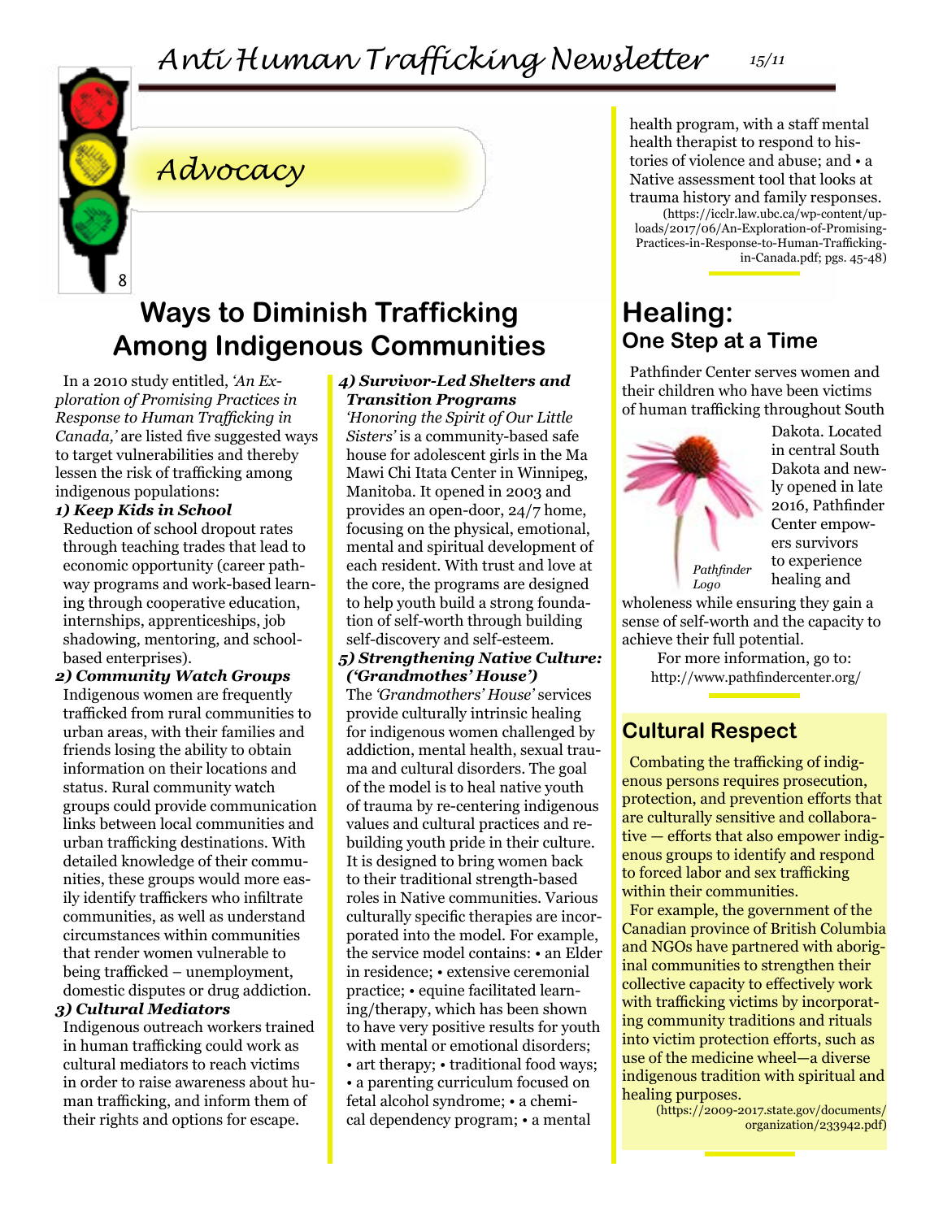# Advocacy

## Ways to Diminish Trafficking Among Indigenous Communities

In a 2010 study entitled, *'An Exploration of Promising Practices in Response to Human Trafficking in Canada,'* are listed five suggested ways to target vulnerabilities and thereby lessen the risk of trafficking among indigenous populations:

***1) Keep Kids in School***

Reduction of school dropout rates through teaching trades that lead to economic opportunity (career pathway programs and work-based learning through cooperative education, internships, apprenticeships, job shadowing, mentoring, and school-based enterprises).

***2) Community Watch Groups***

Indigenous women are frequently trafficked from rural communities to urban areas, with their families and friends losing the ability to obtain information on their locations and status. Rural community watch groups could provide communication links between local communities and urban trafficking destinations. With detailed knowledge of their communities, these groups would more easily identify traffickers who infiltrate communities, as well as understand circumstances within communities that render women vulnerable to being trafficked – unemployment, domestic disputes or drug addiction.

***3) Cultural Mediators***

Indigenous outreach workers trained in human trafficking could work as cultural mediators to reach victims in order to raise awareness about human trafficking, and inform them of their rights and options for escape.

***4) Survivor-Led Shelters and Transition Programs***

*'Honoring the Spirit of Our Little Sisters'* is a community-based safe house for adolescent girls in the Ma Mawi Chi Itata Center in Winnipeg, Manitoba. It opened in 2003 and provides an open-door, 24/7 home, focusing on the physical, emotional, mental and spiritual development of each resident. With trust and love at the core, the programs are designed to help youth build a strong foundation of self-worth through building self-discovery and self-esteem.

***5) Strengthening Native Culture: ('Grandmothes' House')***

The *'Grandmothers' House'* services provide culturally intrinsic healing for indigenous women challenged by addiction, mental health, sexual trauma and cultural disorders. The goal of the model is to heal native youth of trauma by re-centering indigenous values and cultural practices and rebuilding youth pride in their culture. It is designed to bring women back to their traditional strength-based roles in Native communities. Various culturally specific therapies are incorporated into the model. For example, the service model contains: • an Elder in residence; • extensive ceremonial practice; • equine facilitated learning/therapy, which has been shown to have very positive results for youth with mental or emotional disorders; • art therapy; • traditional food ways; • a parenting curriculum focused on fetal alcohol syndrome; • a chemical dependency program; • a mental health program, with a staff mental health therapist to respond to histories of violence and abuse; and • a Native assessment tool that looks at trauma history and family responses.

(https://icclr.law.ubc.ca/wp-content/uploads/2017/06/An-Exploration-of-Promising-Practices-in-Response-to-Human-Trafficking-in-Canada.pdf; pgs. 45-48)

## Healing: One Step at a Time

Pathfinder Center serves women and their children who have been victims of human trafficking throughout South Dakota. Located in central South Dakota and newly opened in late 2016, Pathfinder Center empowers survivors to experience healing and wholeness while ensuring they gain a sense of self-worth and the capacity to achieve their full potential.

*Pathfinder Logo*

For more information, go to: http://www.pathfindercenter.org/

## Cultural Respect

Combating the trafficking of indigenous persons requires prosecution, protection, and prevention efforts that are culturally sensitive and collaborative — efforts that also empower indigenous groups to identify and respond to forced labor and sex trafficking within their communities.

For example, the government of the Canadian province of British Columbia and NGOs have partnered with aboriginal communities to strengthen their collective capacity to effectively work with trafficking victims by incorporating community traditions and rituals into victim protection efforts, such as use of the medicine wheel—a diverse indigenous tradition with spiritual and healing purposes.

(https://2009-2017.state.gov/documents/organization/233942.pdf)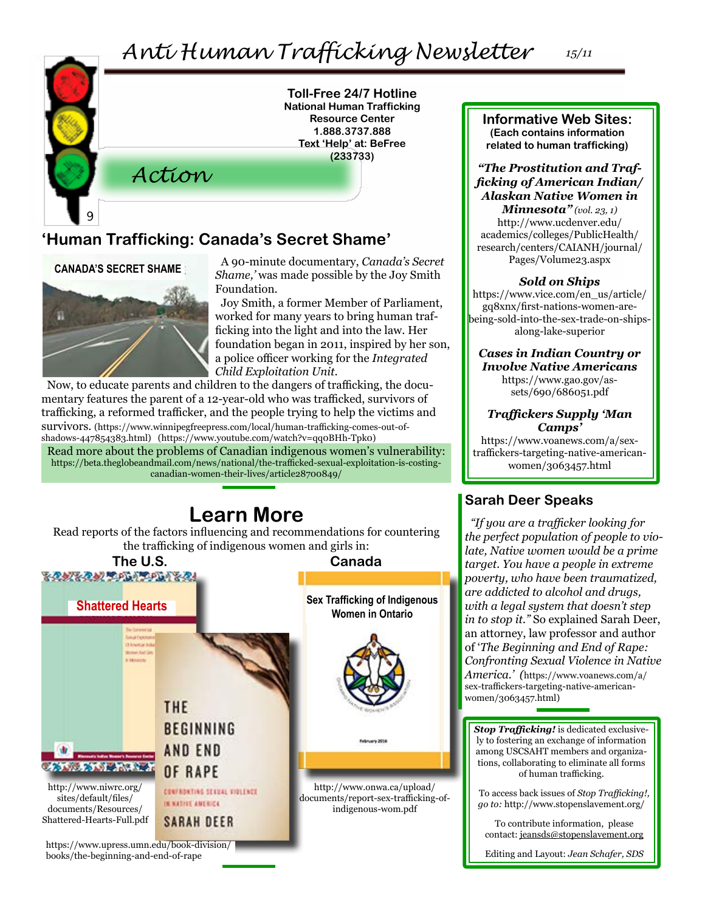# Anti Human Trafficking Newsletter

**Toll-Free 24/7 Hotline**
**National Human Trafficking Resource Center**
**1.888.3737.888**
**Text 'Help' at: BeFree (233733)**

## Action

## 'Human Trafficking: Canada's Secret Shame'

CANADA'S SECRET SHAME

A 90-minute documentary, *Canada's Secret Shame,'* was made possible by the Joy Smith Foundation.

Joy Smith, a former Member of Parliament, worked for many years to bring human trafficking into the light and into the law. Her foundation began in 2011, inspired by her son, a police officer working for the *Integrated Child Exploitation Unit*.

Now, to educate parents and children to the dangers of trafficking, the documentary features the parent of a 12-year-old who was trafficked, survivors of trafficking, a reformed trafficker, and the people trying to help the victims and survivors. (https://www.winnipegfreepress.com/local/human-trafficking-comes-out-of-shadows-447854383.html) (https://www.youtube.com/watch?v=qq0BHh-Tpko)

Read more about the problems of Canadian indigenous women's vulnerability: https://beta.theglobeandmail.com/news/national/the-trafficked-sexual-exploitation-is-costing-canadian-women-their-lives/article28700849/

## Learn More

Read reports of the factors influencing and recommendations for countering the trafficking of indigenous women and girls in:

**The U.S.**

Shattered Hearts

http://www.niwrc.org/sites/default/files/documents/Resources/Shattered-Hearts-Full.pdf

THE BEGINNING AND END OF RAPE
CONFRONTING SEXUAL VIOLENCE IN NATIVE AMERICA
SARAH DEER

https://www.upress.umn.edu/book-division/books/the-beginning-and-end-of-rape

**Canada**

Sex Trafficking of Indigenous Women in Ontario

February 2016

http://www.onwa.ca/upload/documents/report-sex-trafficking-of-indigenous-wom.pdf

## Informative Web Sites:
**(Each contains information related to human trafficking)**

***"The Prostitution and Trafficking of American Indian/ Alaskan Native Women in Minnesota"*** *(vol. 23, 1)*
http://www.ucdenver.edu/academics/colleges/PublicHealth/research/centers/CAIANH/journal/Pages/Volume23.aspx

***Sold on Ships***
https://www.vice.com/en_us/article/gq8xnx/first-nations-women-are-being-sold-into-the-sex-trade-on-ships-along-lake-superior

***Cases in Indian Country or Involve Native Americans***
https://www.gao.gov/assets/690/686051.pdf

***Traffickers Supply 'Man Camps'***
https://www.voanews.com/a/sex-traffickers-targeting-native-american-women/3063457.html

## Sarah Deer Speaks

*"If you are a trafficker looking for the perfect population of people to violate, Native women would be a prime target. You have a people in extreme poverty, who have been traumatized, are addicted to alcohol and drugs, with a legal system that doesn't step in to stop it."* So explained Sarah Deer, an attorney, law professor and author of '*The Beginning and End of Rape: Confronting Sexual Violence in Native America.*' (https://www.voanews.com/a/sex-traffickers-targeting-native-american-women/3063457.html)

***Stop Trafficking!*** is dedicated exclusively to fostering an exchange of information among USCSAHT members and organizations, collaborating to eliminate all forms of human trafficking.

To access back issues of *Stop Trafficking!, go to:* http://www.stopenslavement.org/

To contribute information, please contact: jeansds@stopenslavement.org

Editing and Layout: *Jean Schafer, SDS*